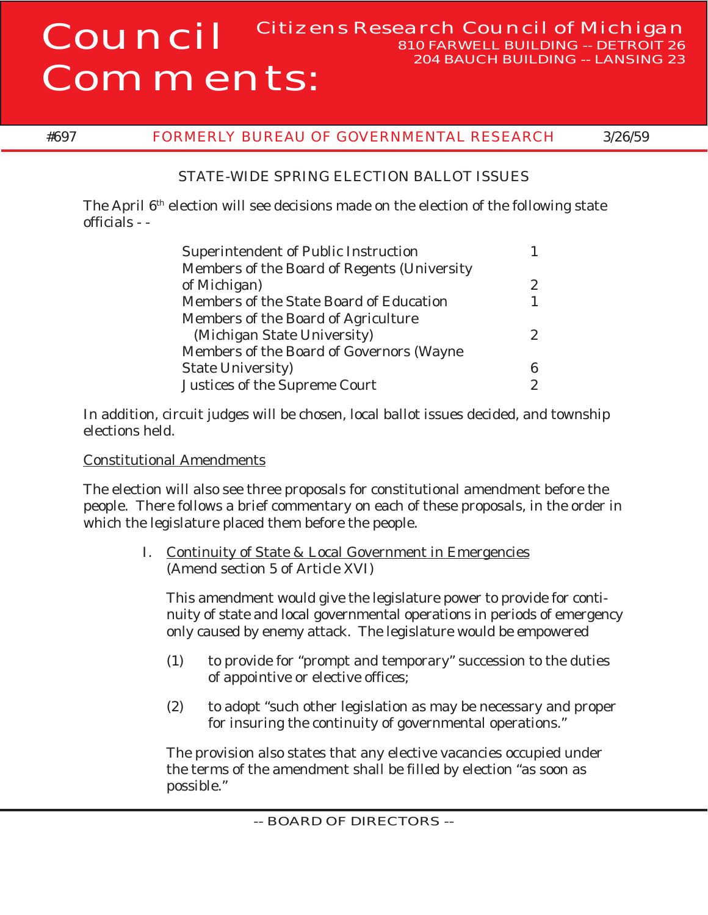# Council Comments:

Citizens Research Council of Michigan
810 FARWELL BUILDING -- DETROIT 26
204 BAUCH BUILDING -- LANSING 23

#697 FORMERLY BUREAU OF GOVERNMENTAL RESEARCH 3/26/59

## STATE-WIDE SPRING ELECTION BALLOT ISSUES

The April 6th election will see decisions made on the election of the following state officials - -

| | |
|---|---|
| Superintendent of Public Instruction | 1 |
| Members of the Board of Regents (University of Michigan) | 2 |
| Members of the State Board of Education | 1 |
| Members of the Board of Agriculture (Michigan State University) | 2 |
| Members of the Board of Governors (Wayne State University) | 6 |
| Justices of the Supreme Court | 2 |

In addition, circuit judges will be chosen, local ballot issues decided, and township elections held.

### Constitutional Amendments

The election will also see three proposals for constitutional amendment before the people. There follows a brief commentary on each of these proposals, in the order in which the legislature placed them before the people.

I. Continuity of State & Local Government in Emergencies
(Amend section 5 of Article XVI)

This amendment would give the legislature power to provide for continuity of state and local governmental operations in periods of emergency only caused by enemy attack. The legislature would be empowered

(1) to provide for "prompt and temporary" succession to the duties of appointive or elective offices;

(2) to adopt "such other legislation as may be necessary and proper for insuring the continuity of governmental operations."

The provision also states that any elective vacancies occupied under the terms of the amendment shall be filled by election "as soon as possible."

-- BOARD OF DIRECTORS --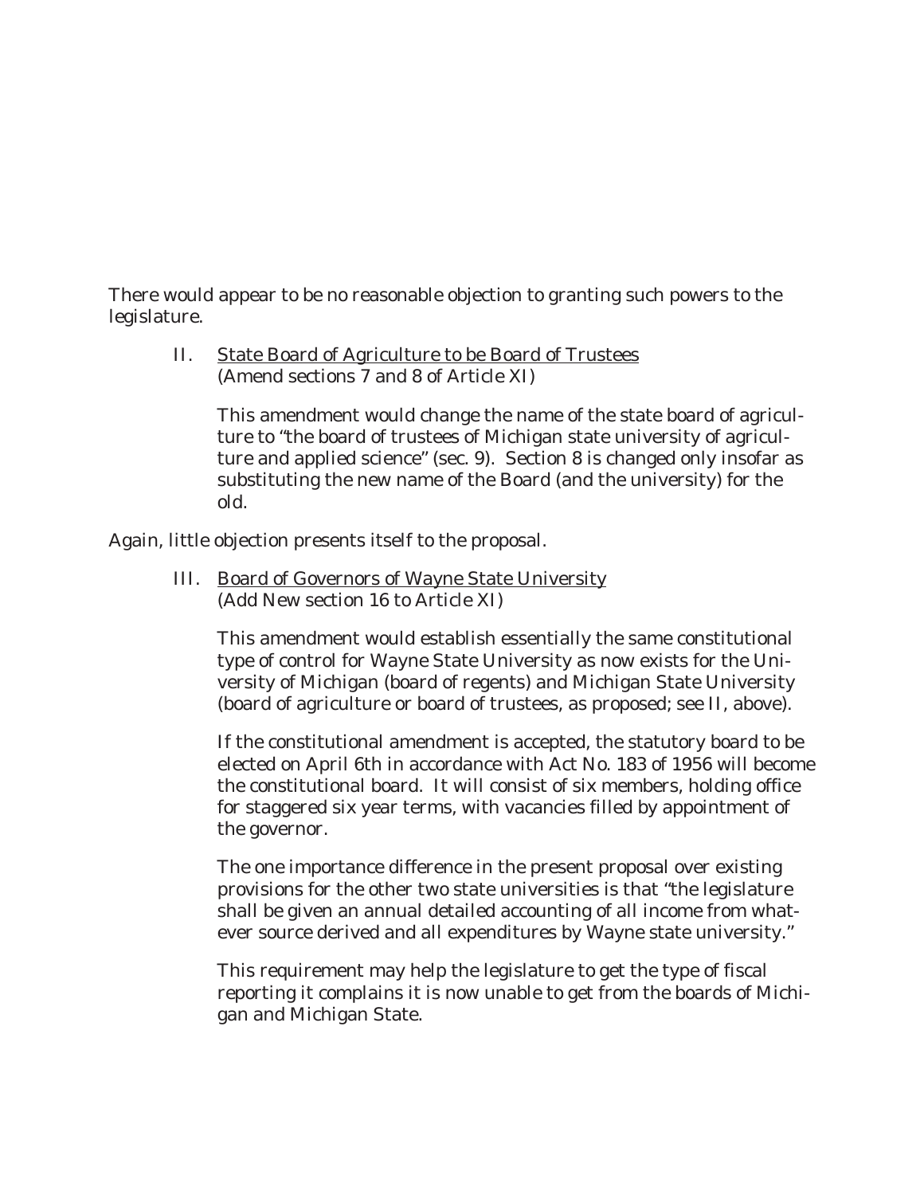There would appear to be no reasonable objection to granting such powers to the legislature.

II. State Board of Agriculture to be Board of Trustees (Amend sections 7 and 8 of Article XI)

> This amendment would change the name of the state board of agriculture to "the board of trustees of Michigan state university of agriculture and applied science" (sec. 9). Section 8 is changed only insofar as substituting the new name of the Board (and the university) for the old.

Again, little objection presents itself to the proposal.

III. Board of Governors of Wayne State University (Add New section 16 to Article XI)

> This amendment would establish essentially the same constitutional type of control for Wayne State University as now exists for the University of Michigan (board of regents) and Michigan State University (board of agriculture or board of trustees, as proposed; see II, above).
>
> If the constitutional amendment is accepted, the statutory board to be elected on April 6th in accordance with Act No. 183 of 1956 will become the constitutional board. It will consist of six members, holding office for staggered six year terms, with vacancies filled by appointment of the governor.
>
> The one importance difference in the present proposal over existing provisions for the other two state universities is that "the legislature shall be given an annual detailed accounting of all income from whatever source derived and all expenditures by Wayne state university."
>
> This requirement may help the legislature to get the type of fiscal reporting it complains it is now unable to get from the boards of Michigan and Michigan State.